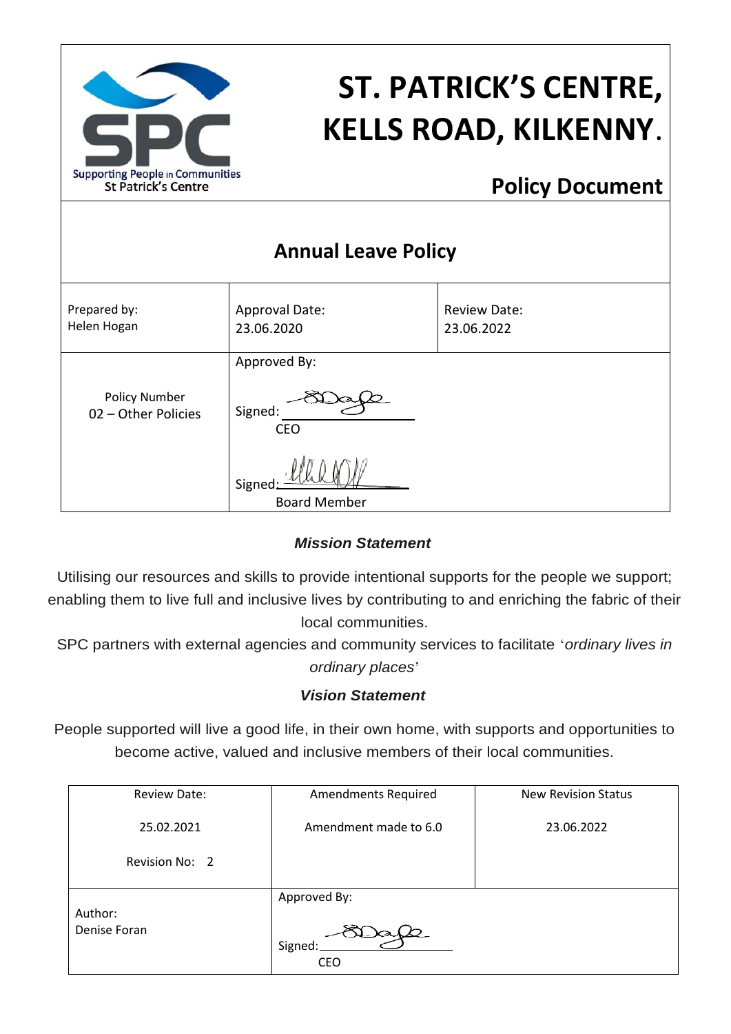Supporting People in Communities
St Patrick's Centre

# ST. PATRICK'S CENTRE, KELLS ROAD, KILKENNY.

## Policy Document

## Annual Leave Policy

| Prepared by: Helen Hogan | Approval Date: 23.06.2020 | Review Date: 23.06.2022 |
|---|---|---|
| Policy Number 02 – Other Policies | Approved By: Signed: CEO Signed: Board Member | |

***Mission Statement***

Utilising our resources and skills to provide intentional supports for the people we support; enabling them to live full and inclusive lives by contributing to and enriching the fabric of their local communities.

SPC partners with external agencies and community services to facilitate '*ordinary lives in ordinary places*'

***Vision Statement***

People supported will live a good life, in their own home, with supports and opportunities to become active, valued and inclusive members of their local communities.

| Review Date: 25.02.2021 Revision No: 2 | Amendments Required Amendment made to 6.0 | New Revision Status 23.06.2022 |
|---|---|---|
| Author: Denise Foran | Approved By: Signed: CEO | |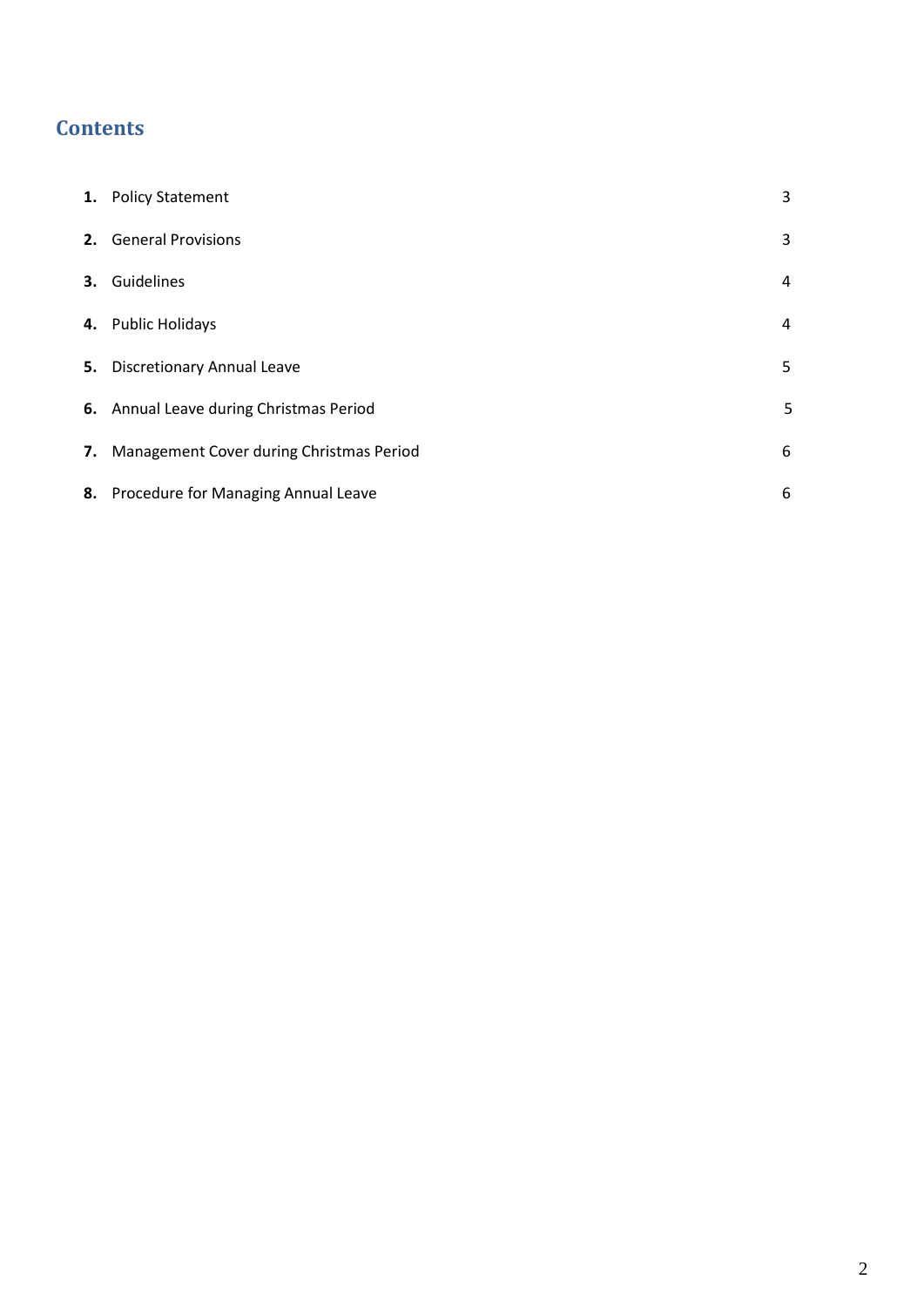## Contents

| | | |
|---|---|---|
| **1.** | Policy Statement | 3 |
| **2.** | General Provisions | 3 |
| **3.** | Guidelines | 4 |
| **4.** | Public Holidays | 4 |
| **5.** | Discretionary Annual Leave | 5 |
| **6.** | Annual Leave during Christmas Period | 5 |
| **7.** | Management Cover during Christmas Period | 6 |
| **8.** | Procedure for Managing Annual Leave | 6 |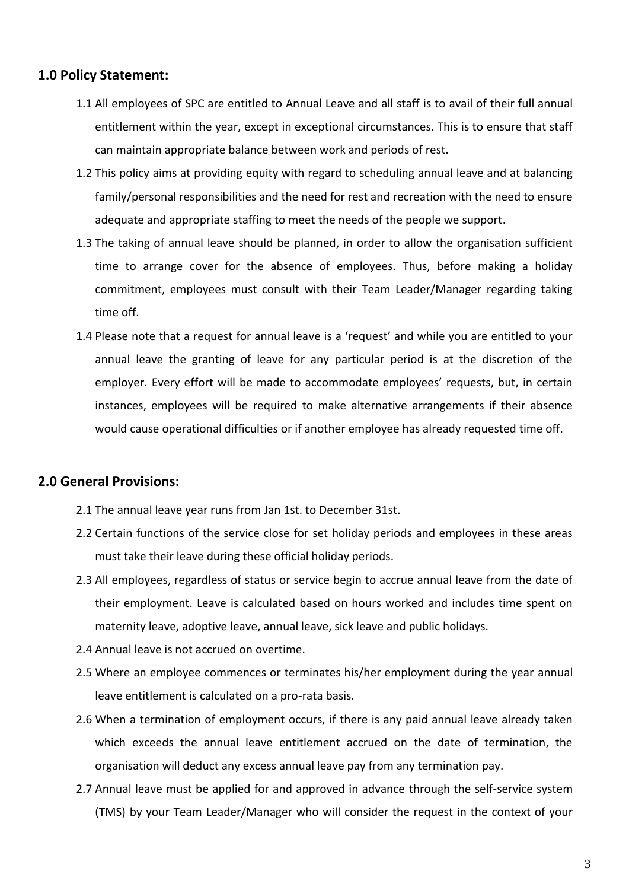## 1.0 Policy Statement:

1.1 All employees of SPC are entitled to Annual Leave and all staff is to avail of their full annual entitlement within the year, except in exceptional circumstances. This is to ensure that staff can maintain appropriate balance between work and periods of rest.

1.2 This policy aims at providing equity with regard to scheduling annual leave and at balancing family/personal responsibilities and the need for rest and recreation with the need to ensure adequate and appropriate staffing to meet the needs of the people we support.

1.3 The taking of annual leave should be planned, in order to allow the organisation sufficient time to arrange cover for the absence of employees. Thus, before making a holiday commitment, employees must consult with their Team Leader/Manager regarding taking time off.

1.4 Please note that a request for annual leave is a 'request' and while you are entitled to your annual leave the granting of leave for any particular period is at the discretion of the employer. Every effort will be made to accommodate employees' requests, but, in certain instances, employees will be required to make alternative arrangements if their absence would cause operational difficulties or if another employee has already requested time off.

## 2.0 General Provisions:

2.1 The annual leave year runs from Jan 1st. to December 31st.

2.2 Certain functions of the service close for set holiday periods and employees in these areas must take their leave during these official holiday periods.

2.3 All employees, regardless of status or service begin to accrue annual leave from the date of their employment. Leave is calculated based on hours worked and includes time spent on maternity leave, adoptive leave, annual leave, sick leave and public holidays.

2.4 Annual leave is not accrued on overtime.

2.5 Where an employee commences or terminates his/her employment during the year annual leave entitlement is calculated on a pro-rata basis.

2.6 When a termination of employment occurs, if there is any paid annual leave already taken which exceeds the annual leave entitlement accrued on the date of termination, the organisation will deduct any excess annual leave pay from any termination pay.

2.7 Annual leave must be applied for and approved in advance through the self-service system (TMS) by your Team Leader/Manager who will consider the request in the context of your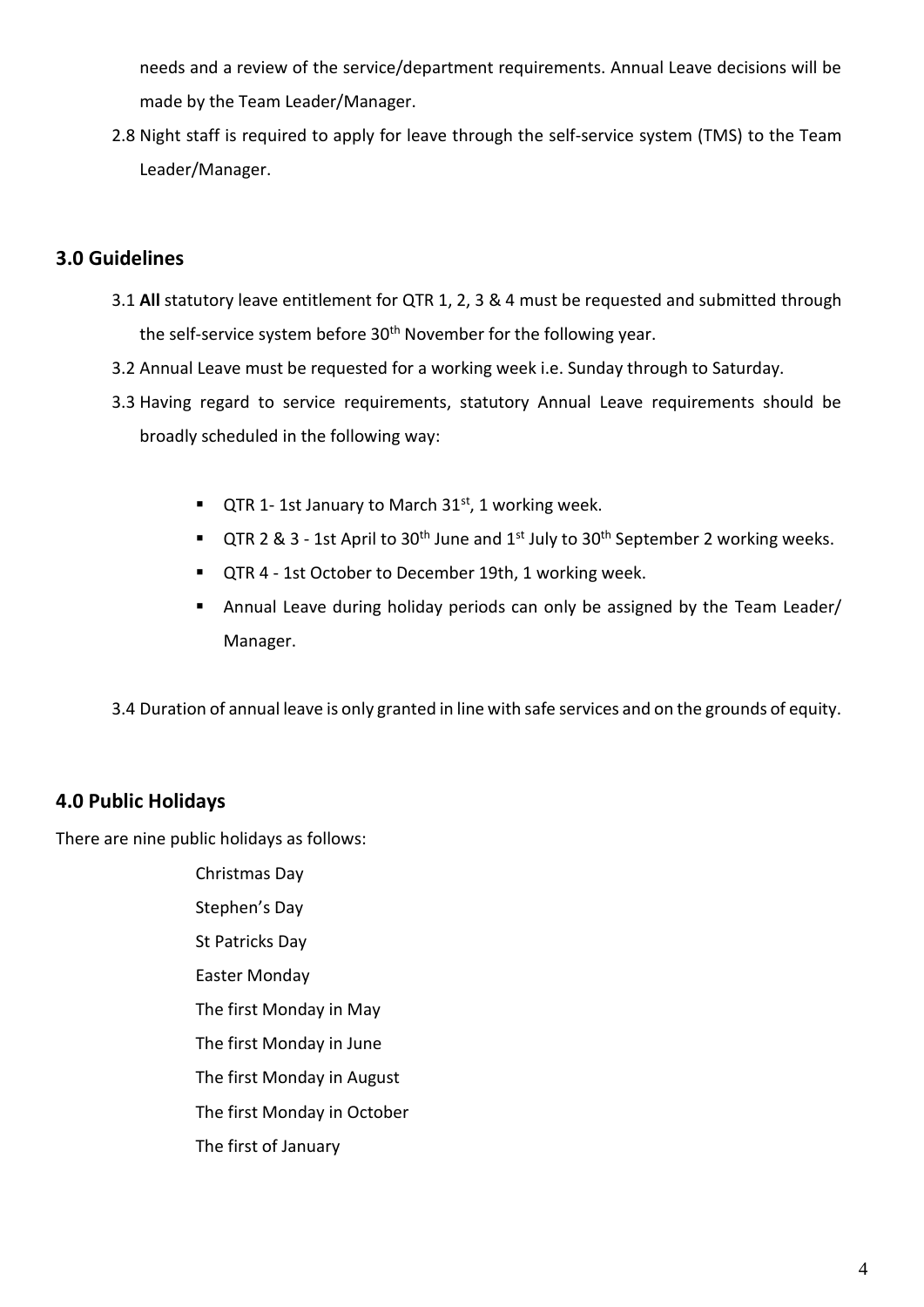needs and a review of the service/department requirements. Annual Leave decisions will be made by the Team Leader/Manager.

2.8 Night staff is required to apply for leave through the self-service system (TMS) to the Team Leader/Manager.

## 3.0 Guidelines

3.1 **All** statutory leave entitlement for QTR 1, 2, 3 & 4 must be requested and submitted through the self-service system before 30th November for the following year.

3.2 Annual Leave must be requested for a working week i.e. Sunday through to Saturday.

3.3 Having regard to service requirements, statutory Annual Leave requirements should be broadly scheduled in the following way:

- QTR 1- 1st January to March 31st, 1 working week.
- QTR 2 & 3 - 1st April to 30th June and 1st July to 30th September 2 working weeks.
- QTR 4 - 1st October to December 19th, 1 working week.
- Annual Leave during holiday periods can only be assigned by the Team Leader/ Manager.

3.4 Duration of annual leave is only granted in line with safe services and on the grounds of equity.

## 4.0 Public Holidays

There are nine public holidays as follows:

Christmas Day
Stephen's Day
St Patricks Day
Easter Monday
The first Monday in May
The first Monday in June
The first Monday in August
The first Monday in October
The first of January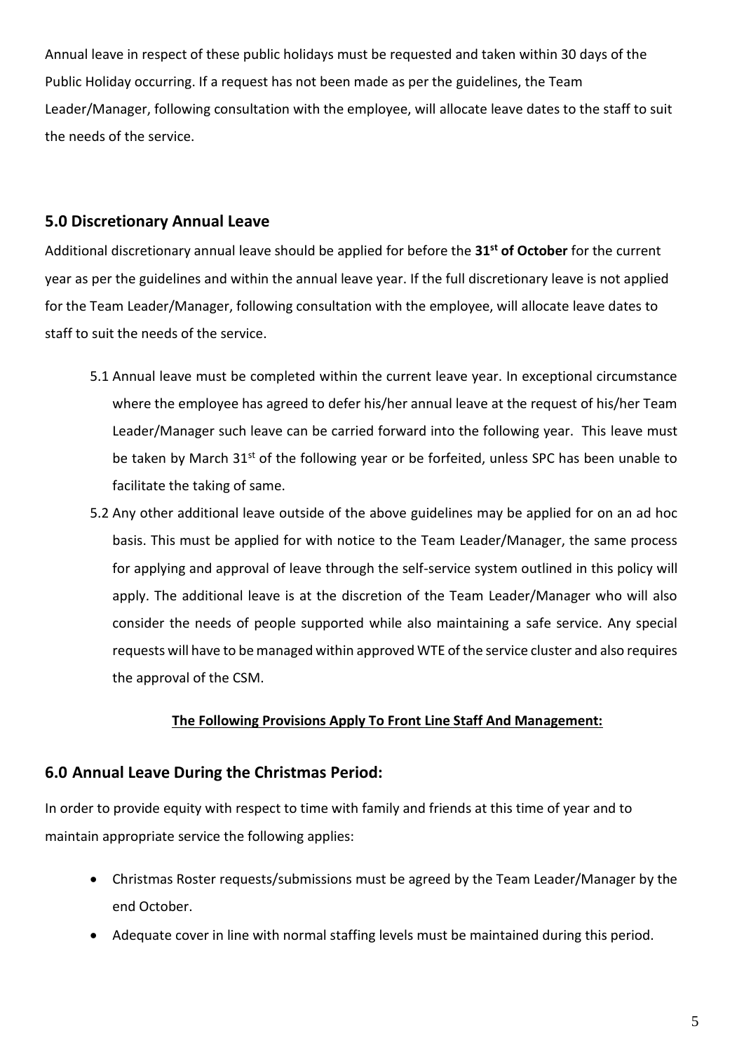Annual leave in respect of these public holidays must be requested and taken within 30 days of the Public Holiday occurring. If a request has not been made as per the guidelines, the Team Leader/Manager, following consultation with the employee, will allocate leave dates to the staff to suit the needs of the service.

## 5.0 Discretionary Annual Leave

Additional discretionary annual leave should be applied for before the **31st of October** for the current year as per the guidelines and within the annual leave year. If the full discretionary leave is not applied for the Team Leader/Manager, following consultation with the employee, will allocate leave dates to staff to suit the needs of the service.

5.1 Annual leave must be completed within the current leave year. In exceptional circumstance where the employee has agreed to defer his/her annual leave at the request of his/her Team Leader/Manager such leave can be carried forward into the following year. This leave must be taken by March 31st of the following year or be forfeited, unless SPC has been unable to facilitate the taking of same.

5.2 Any other additional leave outside of the above guidelines may be applied for on an ad hoc basis. This must be applied for with notice to the Team Leader/Manager, the same process for applying and approval of leave through the self-service system outlined in this policy will apply. The additional leave is at the discretion of the Team Leader/Manager who will also consider the needs of people supported while also maintaining a safe service. Any special requests will have to be managed within approved WTE of the service cluster and also requires the approval of the CSM.

**The Following Provisions Apply To Front Line Staff And Management:**

## 6.0 Annual Leave During the Christmas Period:

In order to provide equity with respect to time with family and friends at this time of year and to maintain appropriate service the following applies:

- Christmas Roster requests/submissions must be agreed by the Team Leader/Manager by the end October.
- Adequate cover in line with normal staffing levels must be maintained during this period.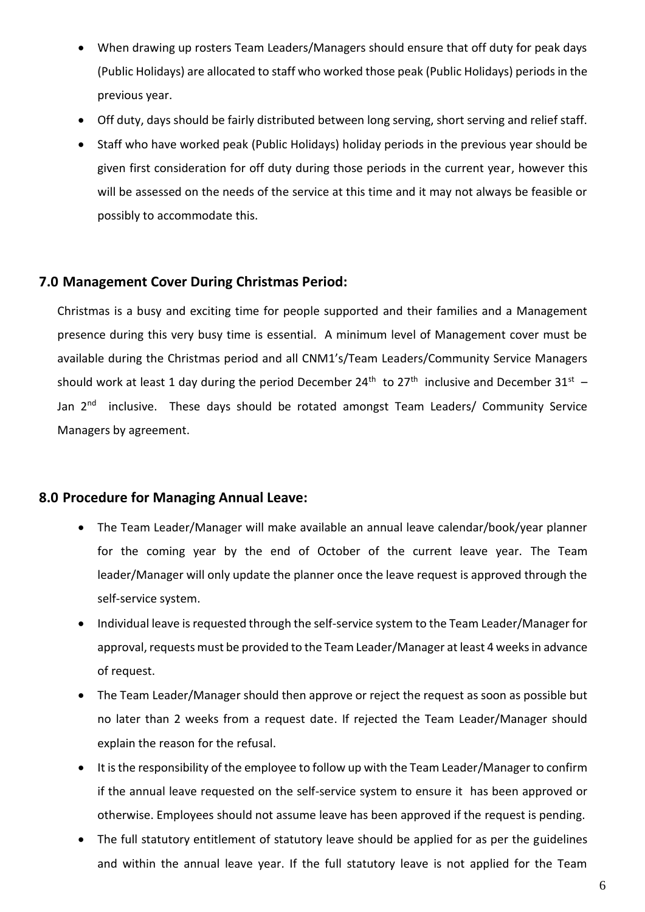- When drawing up rosters Team Leaders/Managers should ensure that off duty for peak days (Public Holidays) are allocated to staff who worked those peak (Public Holidays) periods in the previous year.
- Off duty, days should be fairly distributed between long serving, short serving and relief staff.
- Staff who have worked peak (Public Holidays) holiday periods in the previous year should be given first consideration for off duty during those periods in the current year, however this will be assessed on the needs of the service at this time and it may not always be feasible or possibly to accommodate this.

## 7.0 Management Cover During Christmas Period:

Christmas is a busy and exciting time for people supported and their families and a Management presence during this very busy time is essential. A minimum level of Management cover must be available during the Christmas period and all CNM1's/Team Leaders/Community Service Managers should work at least 1 day during the period December 24th to 27th inclusive and December 31st – Jan 2nd inclusive. These days should be rotated amongst Team Leaders/ Community Service Managers by agreement.

## 8.0 Procedure for Managing Annual Leave:

- The Team Leader/Manager will make available an annual leave calendar/book/year planner for the coming year by the end of October of the current leave year. The Team leader/Manager will only update the planner once the leave request is approved through the self-service system.
- Individual leave is requested through the self-service system to the Team Leader/Manager for approval, requests must be provided to the Team Leader/Manager at least 4 weeks in advance of request.
- The Team Leader/Manager should then approve or reject the request as soon as possible but no later than 2 weeks from a request date. If rejected the Team Leader/Manager should explain the reason for the refusal.
- It is the responsibility of the employee to follow up with the Team Leader/Manager to confirm if the annual leave requested on the self-service system to ensure it has been approved or otherwise. Employees should not assume leave has been approved if the request is pending.
- The full statutory entitlement of statutory leave should be applied for as per the guidelines and within the annual leave year. If the full statutory leave is not applied for the Team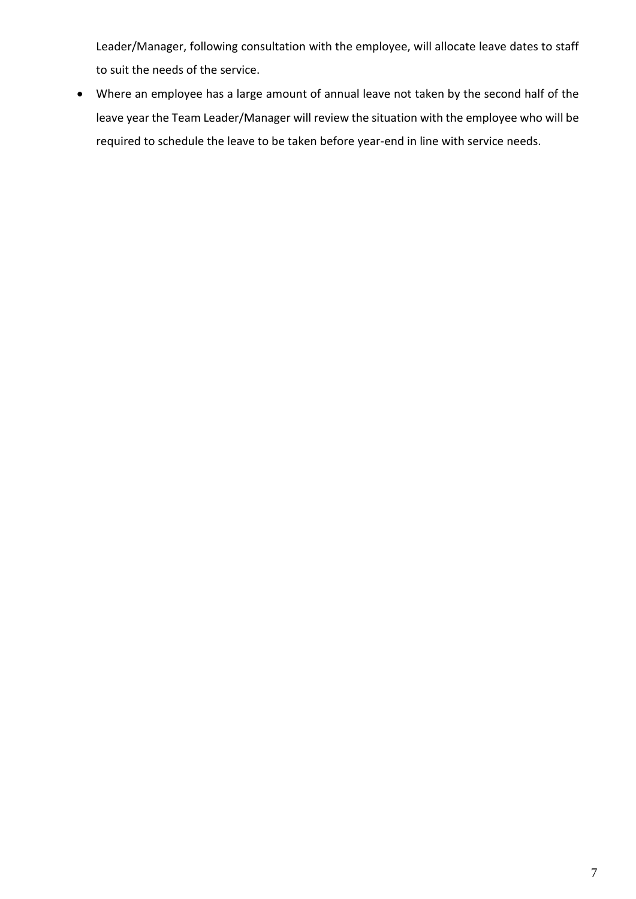Leader/Manager, following consultation with the employee, will allocate leave dates to staff to suit the needs of the service.

- Where an employee has a large amount of annual leave not taken by the second half of the leave year the Team Leader/Manager will review the situation with the employee who will be required to schedule the leave to be taken before year-end in line with service needs.